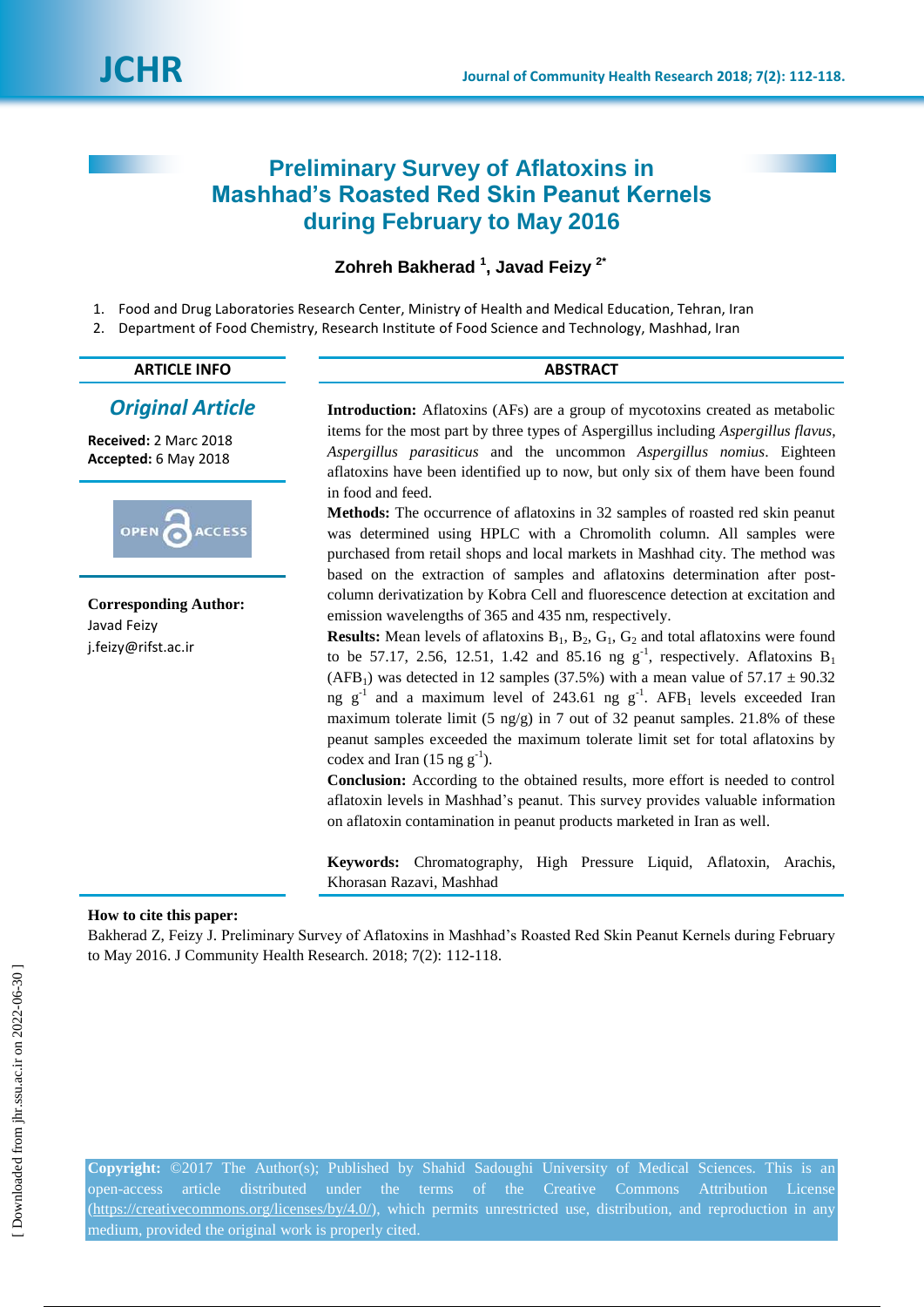# Preliminary Survey of Aflatoxins in Mashhad's Roasted Red Skin Peanut Kernels during February to May 2016

**Zohreh Bakherad** [1], **Javad Feizy** [2*]

1. Food and Drug Laboratories Research Center, Ministry of Health and Medical Education, Tehran, Iran
2. Department of Food Chemistry, Research Institute of Food Science and Technology, Mashhad, Iran

**ARTICLE INFO**

***Original Article***

**Received:** 2 Marc 2018
**Accepted:** 6 May 2018

**Corresponding Author:**
Javad Feizy
j.feizy@rifst.ac.ir

**ABSTRACT**

**Introduction:** Aflatoxins (AFs) are a group of mycotoxins created as metabolic items for the most part by three types of Aspergillus including *Aspergillus flavus*, *Aspergillus parasiticus* and the uncommon *Aspergillus nomius*. Eighteen aflatoxins have been identified up to now, but only six of them have been found in food and feed.

**Methods:** The occurrence of aflatoxins in 32 samples of roasted red skin peanut was determined using HPLC with a Chromolith column. All samples were purchased from retail shops and local markets in Mashhad city. The method was based on the extraction of samples and aflatoxins determination after post-column derivatization by Kobra Cell and fluorescence detection at excitation and emission wavelengths of 365 and 435 nm, respectively.

**Results:** Mean levels of aflatoxins $B_1$, $B_2$, $G_1$, $G_2$ and total aflatoxins were found to be 57.17, 2.56, 12.51, 1.42 and 85.16 ng $g^{-1}$, respectively. Aflatoxins $B_1$ ($AFB_1$) was detected in 12 samples (37.5%) with a mean value of 57.17 ± 90.32 ng $g^{-1}$ and a maximum level of 243.61 ng $g^{-1}$. $AFB_1$ levels exceeded Iran maximum tolerate limit (5 ng/g) in 7 out of 32 peanut samples. 21.8% of these peanut samples exceeded the maximum tolerate limit set for total aflatoxins by codex and Iran (15 ng $g^{-1}$).

**Conclusion:** According to the obtained results, more effort is needed to control aflatoxin levels in Mashhad's peanut. This survey provides valuable information on aflatoxin contamination in peanut products marketed in Iran as well.

**Keywords:** Chromatography, High Pressure Liquid, Aflatoxin, Arachis, Khorasan Razavi, Mashhad

**How to cite this paper:**
Bakherad Z, Feizy J. Preliminary Survey of Aflatoxins in Mashhad's Roasted Red Skin Peanut Kernels during February to May 2016. J Community Health Research. 2018; 7(2): 112-118.

**Copyright:** ©2017 The Author(s); Published by Shahid Sadoughi University of Medical Sciences. This is an open-access article distributed under the terms of the Creative Commons Attribution License (https://creativecommons.org/licenses/by/4.0/), which permits unrestricted use, distribution, and reproduction in any medium, provided the original work is properly cited.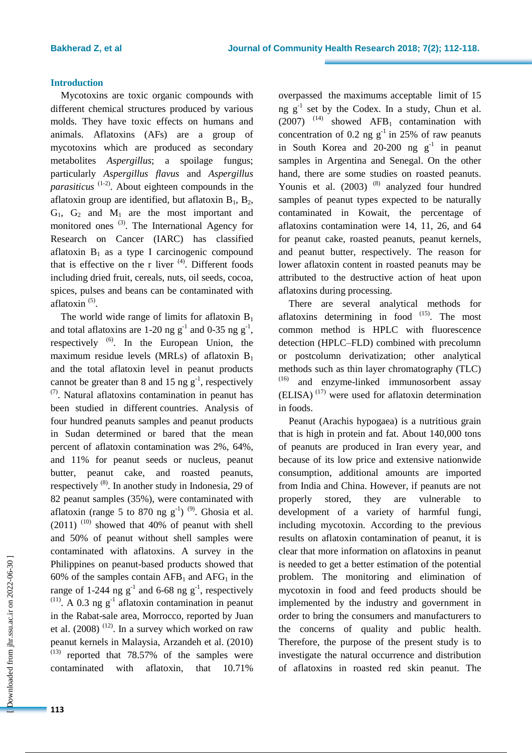## Introduction

Mycotoxins are toxic organic compounds with different chemical structures produced by various molds. They have toxic effects on humans and animals. Aflatoxins (AFs) are a group of mycotoxins which are produced as secondary metabolites *Aspergillus*; a spoilage fungus; particularly *Aspergillus flavus* and *Aspergillus parasiticus* [1-2]. About eighteen compounds in the aflatoxin group are identified, but aflatoxin $B_1$, $B_2$, $G_1$, $G_2$ and $M_1$ are the most important and monitored ones [3]. The International Agency for Research on Cancer (IARC) has classified aflatoxin $B_1$ as a type I carcinogenic compound that is effective on the r liver [4]. Different foods including dried fruit, cereals, nuts, oil seeds, cocoa, spices, pulses and beans can be contaminated with aflatoxin [5].

The world wide range of limits for aflatoxin $B_1$ and total aflatoxins are 1-20 ng $g^{-1}$ and 0-35 ng $g^{-1}$, respectively [6]. In the European Union, the maximum residue levels (MRLs) of aflatoxin $B_1$ and the total aflatoxin level in peanut products cannot be greater than 8 and 15 ng $g^{-1}$, respectively [7]. Natural aflatoxins contamination in peanut has been studied in different countries. Analysis of four hundred peanuts samples and peanut products in Sudan determined or bared that the mean percent of aflatoxin contamination was 2%, 64%, and 11% for peanut seeds or nucleus, peanut butter, peanut cake, and roasted peanuts, respectively [8]. In another study in Indonesia, 29 of 82 peanut samples (35%), were contaminated with aflatoxin (range 5 to 870 ng $g^{-1}$) [9]. Ghosia et al. (2011) [10] showed that 40% of peanut with shell and 50% of peanut without shell samples were contaminated with aflatoxins. A survey in the Philippines on peanut-based products showed that 60% of the samples contain $AFB_1$ and $AFG_1$ in the range of 1-244 ng $g^{-1}$ and 6-68 ng $g^{-1}$, respectively [11]. A 0.3 ng $g^{-1}$ aflatoxin contamination in peanut in the Rabat-sale area, Morrocco, reported by Juan et al. (2008) [12]. In a survey which worked on raw peanut kernels in Malaysia, Arzandeh et al. (2010) [13] reported that 78.57% of the samples were contaminated with aflatoxin, that 10.71% overpassed the maximums acceptable limit of 15 ng $g^{-1}$ set by the Codex. In a study, Chun et al. (2007) [14] showed $AFB_1$ contamination with concentration of 0.2 ng $g^{-1}$ in 25% of raw peanuts in South Korea and 20-200 ng $g^{-1}$ in peanut samples in Argentina and Senegal. On the other hand, there are some studies on roasted peanuts. Younis et al. (2003) [8] analyzed four hundred samples of peanut types expected to be naturally contaminated in Kowait, the percentage of aflatoxins contamination were 14, 11, 26, and 64 for peanut cake, roasted peanuts, peanut kernels, and peanut butter, respectively. The reason for lower aflatoxin content in roasted peanuts may be attributed to the destructive action of heat upon aflatoxins during processing.

There are several analytical methods for aflatoxins determining in food [15]. The most common method is HPLC with fluorescence detection (HPLC–FLD) combined with precolumn or postcolumn derivatization; other analytical methods such as thin layer chromatography (TLC) [16] and enzyme-linked immunosorbent assay (ELISA) [17] were used for aflatoxin determination in foods.

Peanut (Arachis hypogaea) is a nutritious grain that is high in protein and fat. About 140,000 tons of peanuts are produced in Iran every year, and because of its low price and extensive nationwide consumption, additional amounts are imported from India and China. However, if peanuts are not properly stored, they are vulnerable to development of a variety of harmful fungi, including mycotoxin. According to the previous results on aflatoxin contamination of peanut, it is clear that more information on aflatoxins in peanut is needed to get a better estimation of the potential problem. The monitoring and elimination of mycotoxin in food and feed products should be implemented by the industry and government in order to bring the consumers and manufacturers to the concerns of quality and public health. Therefore, the purpose of the present study is to investigate the natural occurrence and distribution of aflatoxins in roasted red skin peanut. The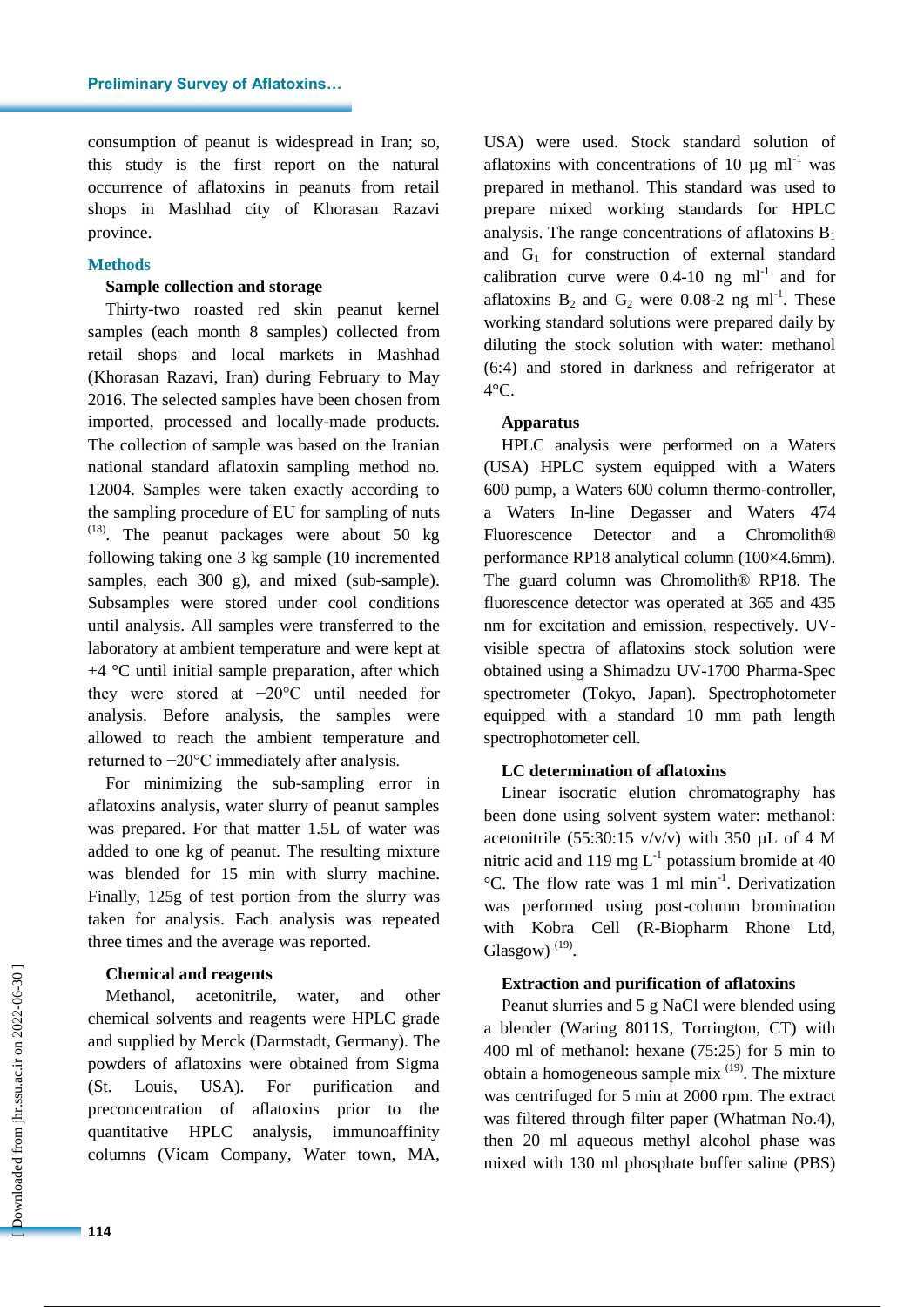consumption of peanut is widespread in Iran; so, this study is the first report on the natural occurrence of aflatoxins in peanuts from retail shops in Mashhad city of Khorasan Razavi province.

## Methods

### Sample collection and storage

Thirty-two roasted red skin peanut kernel samples (each month 8 samples) collected from retail shops and local markets in Mashhad (Khorasan Razavi, Iran) during February to May 2016. The selected samples have been chosen from imported, processed and locally-made products. The collection of sample was based on the Iranian national standard aflatoxin sampling method no. 12004. Samples were taken exactly according to the sampling procedure of EU for sampling of nuts [18]. The peanut packages were about 50 kg following taking one 3 kg sample (10 incremented samples, each 300 g), and mixed (sub-sample). Subsamples were stored under cool conditions until analysis. All samples were transferred to the laboratory at ambient temperature and were kept at +4 °C until initial sample preparation, after which they were stored at −20°C until needed for analysis. Before analysis, the samples were allowed to reach the ambient temperature and returned to −20°C immediately after analysis.

For minimizing the sub-sampling error in aflatoxins analysis, water slurry of peanut samples was prepared. For that matter 1.5L of water was added to one kg of peanut. The resulting mixture was blended for 15 min with slurry machine. Finally, 125g of test portion from the slurry was taken for analysis. Each analysis was repeated three times and the average was reported.

### Chemical and reagents

Methanol, acetonitrile, water, and other chemical solvents and reagents were HPLC grade and supplied by Merck (Darmstadt, Germany). The powders of aflatoxins were obtained from Sigma (St. Louis, USA). For purification and preconcentration of aflatoxins prior to the quantitative HPLC analysis, immunoaffinity columns (Vicam Company, Water town, MA, USA) were used. Stock standard solution of aflatoxins with concentrations of 10 µg ml$^{-1}$ was prepared in methanol. This standard was used to prepare mixed working standards for HPLC analysis. The range concentrations of aflatoxins $B_1$ and $G_1$ for construction of external standard calibration curve were 0.4-10 ng ml$^{-1}$ and for aflatoxins $B_2$ and $G_2$ were 0.08-2 ng ml$^{-1}$. These working standard solutions were prepared daily by diluting the stock solution with water: methanol (6:4) and stored in darkness and refrigerator at 4°C.

### Apparatus

HPLC analysis were performed on a Waters (USA) HPLC system equipped with a Waters 600 pump, a Waters 600 column thermo-controller, a Waters In-line Degasser and Waters 474 Fluorescence Detector and a Chromolith® performance RP18 analytical column (100×4.6mm). The guard column was Chromolith® RP18. The fluorescence detector was operated at 365 and 435 nm for excitation and emission, respectively. UV-visible spectra of aflatoxins stock solution were obtained using a Shimadzu UV-1700 Pharma-Spec spectrometer (Tokyo, Japan). Spectrophotometer equipped with a standard 10 mm path length spectrophotometer cell.

### LC determination of aflatoxins

Linear isocratic elution chromatography has been done using solvent system water: methanol: acetonitrile (55:30:15 v/v/v) with 350 µL of 4 M nitric acid and 119 mg L$^{-1}$ potassium bromide at 40 °C. The flow rate was 1 ml min$^{-1}$. Derivatization was performed using post-column bromination with Kobra Cell (R-Biopharm Rhone Ltd, Glasgow) [19].

### Extraction and purification of aflatoxins

Peanut slurries and 5 g NaCl were blended using a blender (Waring 8011S, Torrington, CT) with 400 ml of methanol: hexane (75:25) for 5 min to obtain a homogeneous sample mix [19]. The mixture was centrifuged for 5 min at 2000 rpm. The extract was filtered through filter paper (Whatman No.4), then 20 ml aqueous methyl alcohol phase was mixed with 130 ml phosphate buffer saline (PBS)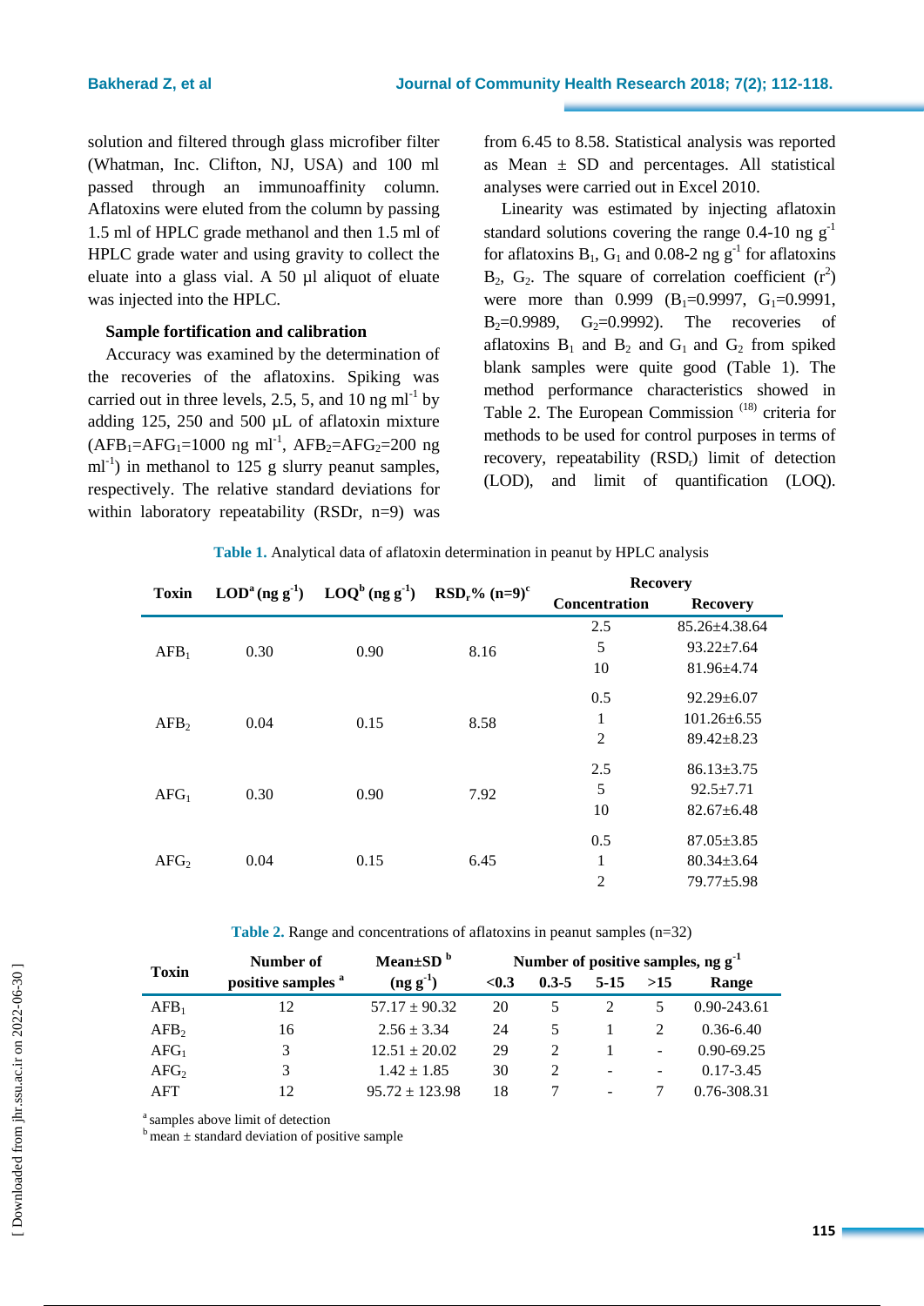solution and filtered through glass microfiber filter (Whatman, Inc. Clifton, NJ, USA) and 100 ml passed through an immunoaffinity column. Aflatoxins were eluted from the column by passing 1.5 ml of HPLC grade methanol and then 1.5 ml of HPLC grade water and using gravity to collect the eluate into a glass vial. A 50 µl aliquot of eluate was injected into the HPLC.

### Sample fortification and calibration

Accuracy was examined by the determination of the recoveries of the aflatoxins. Spiking was carried out in three levels, 2.5, 5, and 10 ng $ml^{-1}$ by adding 125, 250 and 500 µL of aflatoxin mixture ($AFB_1$=$AFG_1$=1000 ng $ml^{-1}$, $AFB_2$=$AFG_2$=200 ng $ml^{-1}$) in methanol to 125 g slurry peanut samples, respectively. The relative standard deviations for within laboratory repeatability (RSDr, n=9) was from 6.45 to 8.58. Statistical analysis was reported as Mean ± SD and percentages. All statistical analyses were carried out in Excel 2010.

Linearity was estimated by injecting aflatoxin standard solutions covering the range 0.4-10 ng $g^{-1}$ for aflatoxins $B_1$, $G_1$ and 0.08-2 ng $g^{-1}$ for aflatoxins $B_2$, $G_2$. The square of correlation coefficient ($r^2$) were more than 0.999 ($B_1$=0.9997, $G_1$=0.9991, $B_2$=0.9989, $G_2$=0.9992). The recoveries of aflatoxins $B_1$ and $B_2$ and $G_1$ and $G_2$ from spiked blank samples were quite good (Table 1). The method performance characteristics showed in Table 2. The European Commission [18] criteria for methods to be used for control purposes in terms of recovery, repeatability ($RSD_r$) limit of detection (LOD), and limit of quantification (LOQ).

**Table 1.** Analytical data of aflatoxin determination in peanut by HPLC analysis

| Toxin | LOD[a] (ng $g^{-1}$) | LOQ[b] (ng $g^{-1}$) | $RSD_r$% (n=9)[c] | Recovery | |
|---|---|---|---|---|---|
| | | | | Concentration | Recovery |
| $AFB_1$ | 0.30 | 0.90 | 8.16 | 2.5 | 85.26±4.38.64 |
| | | | | 5 | 93.22±7.64 |
| | | | | 10 | 81.96±4.74 |
| $AFB_2$ | 0.04 | 0.15 | 8.58 | 0.5 | 92.29±6.07 |
| | | | | 1 | 101.26±6.55 |
| | | | | 2 | 89.42±8.23 |
| $AFG_1$ | 0.30 | 0.90 | 7.92 | 2.5 | 86.13±3.75 |
| | | | | 5 | 92.5±7.71 |
| | | | | 10 | 82.67±6.48 |
| $AFG_2$ | 0.04 | 0.15 | 6.45 | 0.5 | 87.05±3.85 |
| | | | | 1 | 80.34±3.64 |
| | | | | 2 | 79.77±5.98 |

**Table 2.** Range and concentrations of aflatoxins in peanut samples (n=32)

| Toxin | Number of positive samples [a] | Mean±SD [b] (ng $g^{-1}$) | Number of positive samples, ng $g^{-1}$ | | | | |
|---|---|---|---|---|---|---|---|
| | | | <0.3 | 0.3-5 | 5-15 | >15 | Range |
| $AFB_1$ | 12 | 57.17 ± 90.32 | 20 | 5 | 2 | 5 | 0.90-243.61 |
| $AFB_2$ | 16 | 2.56 ± 3.34 | 24 | 5 | 1 | 2 | 0.36-6.40 |
| $AFG_1$ | 3 | 12.51 ± 20.02 | 29 | 2 | 1 | - | 0.90-69.25 |
| $AFG_2$ | 3 | 1.42 ± 1.85 | 30 | 2 | - | - | 0.17-3.45 |
| AFT | 12 | 95.72 ± 123.98 | 18 | 7 | - | 7 | 0.76-308.31 |

[a] samples above limit of detection
[b] mean ± standard deviation of positive sample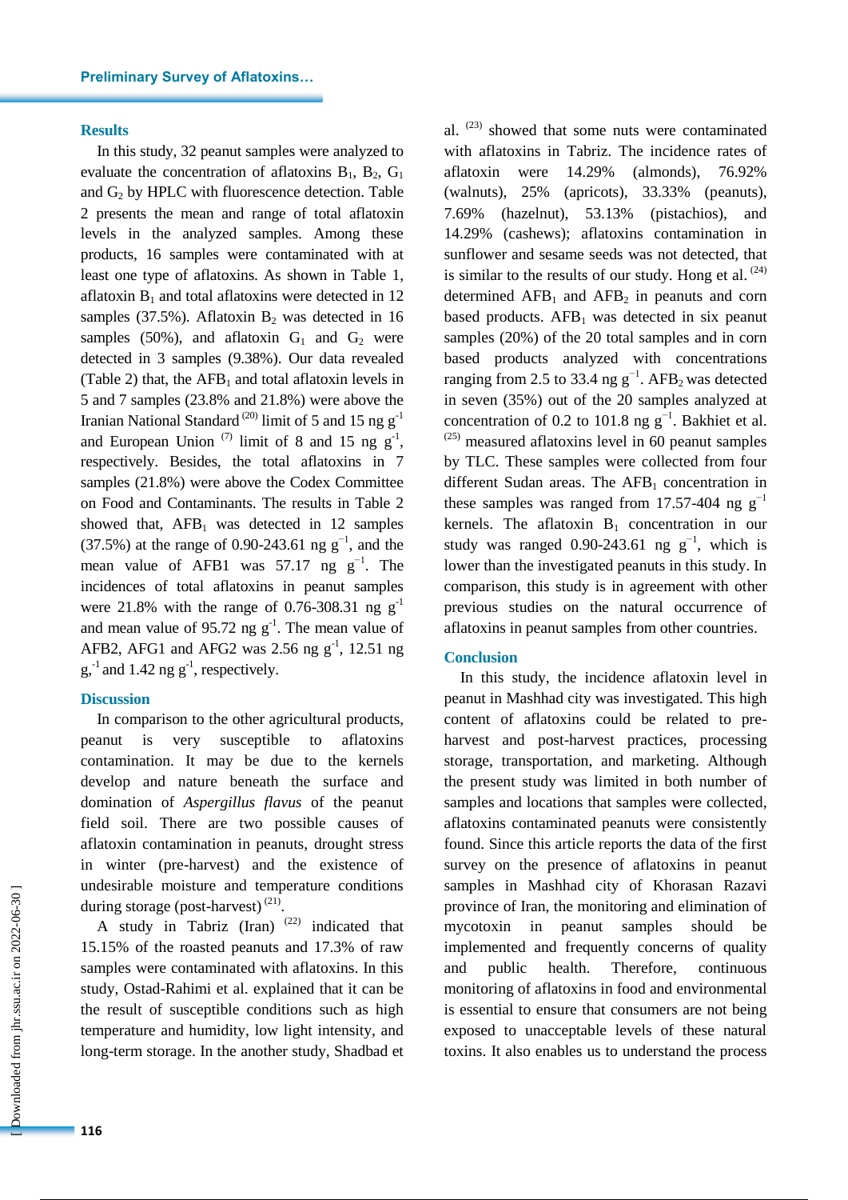## Results

In this study, 32 peanut samples were analyzed to evaluate the concentration of aflatoxins $B_1$, $B_2$, $G_1$ and $G_2$ by HPLC with fluorescence detection. Table 2 presents the mean and range of total aflatoxin levels in the analyzed samples. Among these products, 16 samples were contaminated with at least one type of aflatoxins. As shown in Table 1, aflatoxin $B_1$ and total aflatoxins were detected in 12 samples (37.5%). Aflatoxin $B_2$ was detected in 16 samples (50%), and aflatoxin $G_1$ and $G_2$ were detected in 3 samples (9.38%). Our data revealed (Table 2) that, the $AFB_1$ and total aflatoxin levels in 5 and 7 samples (23.8% and 21.8%) were above the Iranian National Standard [20] limit of 5 and 15 ng $g^{-1}$ and European Union [7] limit of 8 and 15 ng $g^{-1}$, respectively. Besides, the total aflatoxins in 7 samples (21.8%) were above the Codex Committee on Food and Contaminants. The results in Table 2 showed that, $AFB_1$ was detected in 12 samples (37.5%) at the range of 0.90-243.61 ng $g^{-1}$, and the mean value of AFB1 was 57.17 ng $g^{-1}$. The incidences of total aflatoxins in peanut samples were 21.8% with the range of 0.76-308.31 ng $g^{-1}$ and mean value of 95.72 ng $g^{-1}$. The mean value of AFB2, AFG1 and AFG2 was 2.56 ng $g^{-1}$, 12.51 ng $g^{-1}$ and 1.42 ng $g^{-1}$, respectively.

## Discussion

In comparison to the other agricultural products, peanut is very susceptible to aflatoxins contamination. It may be due to the kernels develop and nature beneath the surface and domination of *Aspergillus flavus* of the peanut field soil. There are two possible causes of aflatoxin contamination in peanuts, drought stress in winter (pre-harvest) and the existence of undesirable moisture and temperature conditions during storage (post-harvest) [21].

A study in Tabriz (Iran) [22] indicated that 15.15% of the roasted peanuts and 17.3% of raw samples were contaminated with aflatoxins. In this study, Ostad-Rahimi et al. explained that it can be the result of susceptible conditions such as high temperature and humidity, low light intensity, and long-term storage. In the another study, Shadbad et al. [23] showed that some nuts were contaminated with aflatoxins in Tabriz. The incidence rates of aflatoxin were 14.29% (almonds), 76.92% (walnuts), 25% (apricots), 33.33% (peanuts), 7.69% (hazelnut), 53.13% (pistachios), and 14.29% (cashews); aflatoxins contamination in sunflower and sesame seeds was not detected, that is similar to the results of our study. Hong et al. [24] determined $AFB_1$ and $AFB_2$ in peanuts and corn based products. $AFB_1$ was detected in six peanut samples (20%) of the 20 total samples and in corn based products analyzed with concentrations ranging from 2.5 to 33.4 ng $g^{-1}$. $AFB_2$ was detected in seven (35%) out of the 20 samples analyzed at concentration of 0.2 to 101.8 ng $g^{-1}$. Bakhiet et al. [25] measured aflatoxins level in 60 peanut samples by TLC. These samples were collected from four different Sudan areas. The $AFB_1$ concentration in these samples was ranged from 17.57-404 ng $g^{-1}$ kernels. The aflatoxin $B_1$ concentration in our study was ranged 0.90-243.61 ng $g^{-1}$, which is lower than the investigated peanuts in this study. In comparison, this study is in agreement with other previous studies on the natural occurrence of aflatoxins in peanut samples from other countries.

## Conclusion

In this study, the incidence aflatoxin level in peanut in Mashhad city was investigated. This high content of aflatoxins could be related to pre-harvest and post-harvest practices, processing storage, transportation, and marketing. Although the present study was limited in both number of samples and locations that samples were collected, aflatoxins contaminated peanuts were consistently found. Since this article reports the data of the first survey on the presence of aflatoxins in peanut samples in Mashhad city of Khorasan Razavi province of Iran, the monitoring and elimination of mycotoxin in peanut samples should be implemented and frequently concerns of quality and public health. Therefore, continuous monitoring of aflatoxins in food and environmental is essential to ensure that consumers are not being exposed to unacceptable levels of these natural toxins. It also enables us to understand the process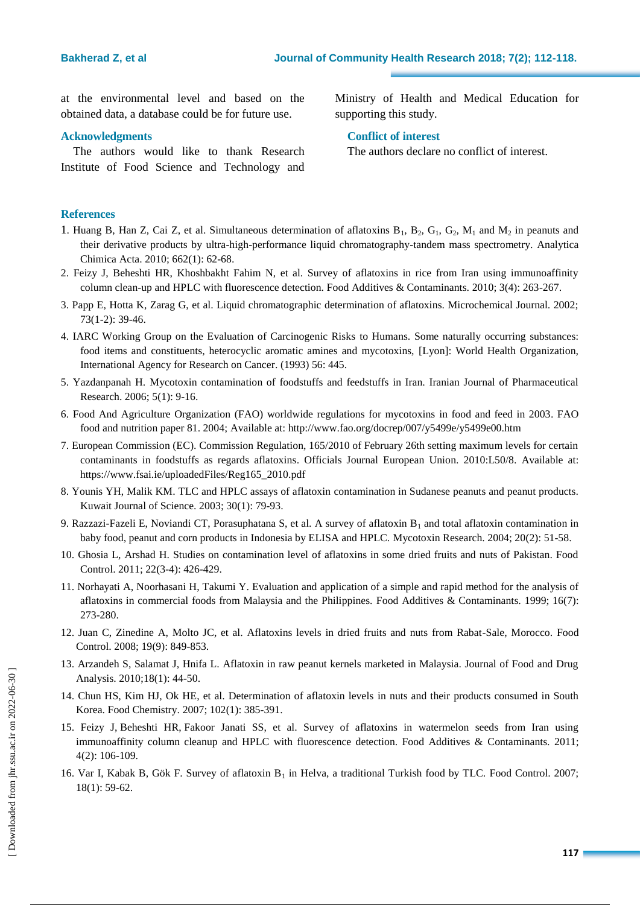at the environmental level and based on the obtained data, a database could be for future use.

## Acknowledgments

The authors would like to thank Research Institute of Food Science and Technology and Ministry of Health and Medical Education for supporting this study.

## Conflict of interest

The authors declare no conflict of interest.

## References

1. Huang B, Han Z, Cai Z, et al. Simultaneous determination of aflatoxins $B_1$, $B_2$, $G_1$, $G_2$, $M_1$ and $M_2$ in peanuts and their derivative products by ultra-high-performance liquid chromatography-tandem mass spectrometry. Analytica Chimica Acta. 2010; 662(1): 62-68.
2. Feizy J, Beheshti HR, Khoshbakht Fahim N, et al. Survey of aflatoxins in rice from Iran using immunoaffinity column clean-up and HPLC with fluorescence detection. Food Additives & Contaminants. 2010; 3(4): 263-267.
3. Papp E, Hotta K, Zarag G, et al. Liquid chromatographic determination of aflatoxins. Microchemical Journal. 2002; 73(1-2): 39-46.
4. IARC Working Group on the Evaluation of Carcinogenic Risks to Humans. Some naturally occurring substances: food items and constituents, heterocyclic aromatic amines and mycotoxins, [Lyon]: World Health Organization, International Agency for Research on Cancer. (1993) 56: 445.
5. Yazdanpanah H. Mycotoxin contamination of foodstuffs and feedstuffs in Iran. Iranian Journal of Pharmaceutical Research. 2006; 5(1): 9-16.
6. Food And Agriculture Organization (FAO) worldwide regulations for mycotoxins in food and feed in 2003. FAO food and nutrition paper 81. 2004; Available at: http://www.fao.org/docrep/007/y5499e/y5499e00.htm
7. European Commission (EC). Commission Regulation, 165/2010 of February 26th setting maximum levels for certain contaminants in foodstuffs as regards aflatoxins. Officials Journal European Union. 2010:L50/8. Available at: https://www.fsai.ie/uploadedFiles/Reg165_2010.pdf
8. Younis YH, Malik KM. TLC and HPLC assays of aflatoxin contamination in Sudanese peanuts and peanut products. Kuwait Journal of Science. 2003; 30(1): 79-93.
9. Razzazi-Fazeli E, Noviandi CT, Porasuphatana S, et al. A survey of aflatoxin $B_1$ and total aflatoxin contamination in baby food, peanut and corn products in Indonesia by ELISA and HPLC. Mycotoxin Research. 2004; 20(2): 51-58.
10. Ghosia L, Arshad H. Studies on contamination level of aflatoxins in some dried fruits and nuts of Pakistan. Food Control. 2011; 22(3-4): 426-429.
11. Norhayati A, Noorhasani H, Takumi Y. Evaluation and application of a simple and rapid method for the analysis of aflatoxins in commercial foods from Malaysia and the Philippines. Food Additives & Contaminants. 1999; 16(7): 273-280.
12. Juan C, Zinedine A, Molto JC, et al. Aflatoxins levels in dried fruits and nuts from Rabat-Sale, Morocco. Food Control. 2008; 19(9): 849-853.
13. Arzandeh S, Salamat J, Hnifa L. Aflatoxin in raw peanut kernels marketed in Malaysia. Journal of Food and Drug Analysis. 2010;18(1): 44-50.
14. Chun HS, Kim HJ, Ok HE, et al. Determination of aflatoxin levels in nuts and their products consumed in South Korea. Food Chemistry. 2007; 102(1): 385-391.
15. Feizy J, Beheshti HR, Fakoor Janati SS, et al. Survey of aflatoxins in watermelon seeds from Iran using immunoaffinity column cleanup and HPLC with fluorescence detection. Food Additives & Contaminants. 2011; 4(2): 106-109.
16. Var I, Kabak B, Gök F. Survey of aflatoxin $B_1$ in Helva, a traditional Turkish food by TLC. Food Control. 2007; 18(1): 59-62.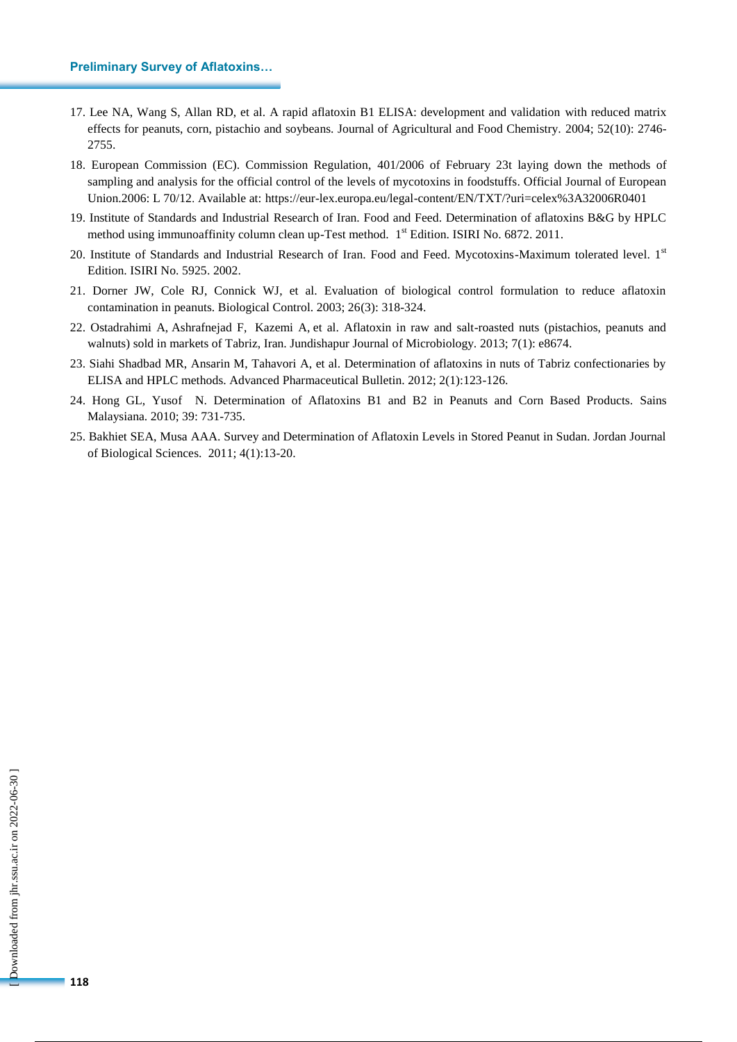17. Lee NA, Wang S, Allan RD, et al. A rapid aflatoxin B1 ELISA: development and validation with reduced matrix effects for peanuts, corn, pistachio and soybeans. Journal of Agricultural and Food Chemistry. 2004; 52(10): 2746-2755.
18. European Commission (EC). Commission Regulation, 401/2006 of February 23t laying down the methods of sampling and analysis for the official control of the levels of mycotoxins in foodstuffs. Official Journal of European Union.2006: L 70/12. Available at: https://eur-lex.europa.eu/legal-content/EN/TXT/?uri=celex%3A32006R0401
19. Institute of Standards and Industrial Research of Iran. Food and Feed. Determination of aflatoxins B&G by HPLC method using immunoaffinity column clean up-Test method. 1st Edition. ISIRI No. 6872. 2011.
20. Institute of Standards and Industrial Research of Iran. Food and Feed. Mycotoxins-Maximum tolerated level. 1st Edition. ISIRI No. 5925. 2002.
21. Dorner JW, Cole RJ, Connick WJ, et al. Evaluation of biological control formulation to reduce aflatoxin contamination in peanuts. Biological Control. 2003; 26(3): 318-324.
22. Ostadrahimi A, Ashrafnejad F, Kazemi A, et al. Aflatoxin in raw and salt-roasted nuts (pistachios, peanuts and walnuts) sold in markets of Tabriz, Iran. Jundishapur Journal of Microbiology. 2013; 7(1): e8674.
23. Siahi Shadbad MR, Ansarin M, Tahavori A, et al. Determination of aflatoxins in nuts of Tabriz confectionaries by ELISA and HPLC methods. Advanced Pharmaceutical Bulletin. 2012; 2(1):123-126.
24. Hong GL, Yusof N. Determination of Aflatoxins B1 and B2 in Peanuts and Corn Based Products. Sains Malaysiana. 2010; 39: 731-735.
25. Bakhiet SEA, Musa AAA. Survey and Determination of Aflatoxin Levels in Stored Peanut in Sudan. Jordan Journal of Biological Sciences. 2011; 4(1):13-20.